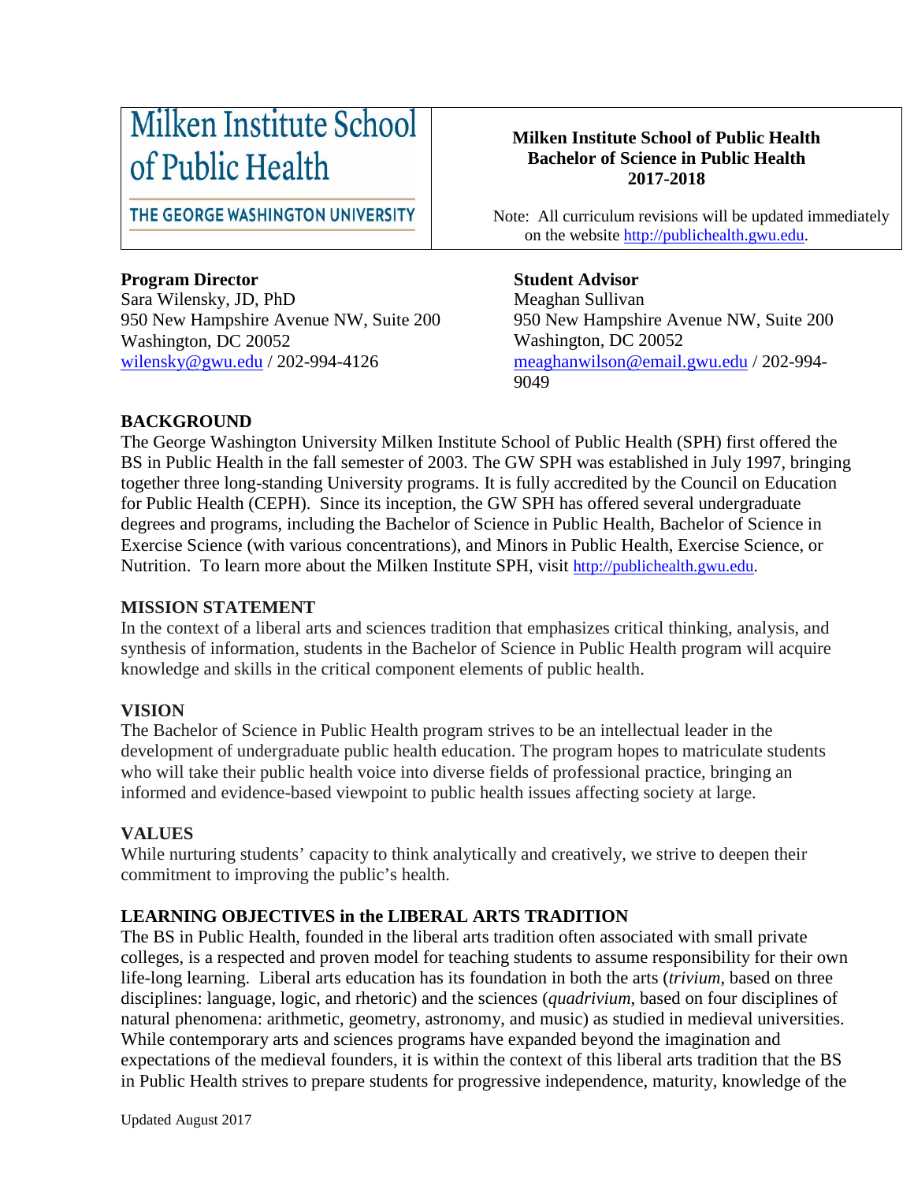Milken Institute School of Public Health

THE GEORGE WASHINGTON UNIVERSITY

**Milken Institute School of Public Health**
**Bachelor of Science in Public Health**
**2017-2018**

Note: All curriculum revisions will be updated immediately on the website http://publichealth.gwu.edu.

**Program Director**
Sara Wilensky, JD, PhD
950 New Hampshire Avenue NW, Suite 200
Washington, DC 20052
wilensky@gwu.edu / 202-994-4126

**Student Advisor**
Meaghan Sullivan
950 New Hampshire Avenue NW, Suite 200
Washington, DC 20052
meaghanwilson@email.gwu.edu / 202-994-9049

## BACKGROUND

The George Washington University Milken Institute School of Public Health (SPH) first offered the BS in Public Health in the fall semester of 2003. The GW SPH was established in July 1997, bringing together three long-standing University programs. It is fully accredited by the Council on Education for Public Health (CEPH). Since its inception, the GW SPH has offered several undergraduate degrees and programs, including the Bachelor of Science in Public Health, Bachelor of Science in Exercise Science (with various concentrations), and Minors in Public Health, Exercise Science, or Nutrition. To learn more about the Milken Institute SPH, visit http://publichealth.gwu.edu.

## MISSION STATEMENT

In the context of a liberal arts and sciences tradition that emphasizes critical thinking, analysis, and synthesis of information, students in the Bachelor of Science in Public Health program will acquire knowledge and skills in the critical component elements of public health.

## VISION

The Bachelor of Science in Public Health program strives to be an intellectual leader in the development of undergraduate public health education. The program hopes to matriculate students who will take their public health voice into diverse fields of professional practice, bringing an informed and evidence-based viewpoint to public health issues affecting society at large.

## VALUES

While nurturing students' capacity to think analytically and creatively, we strive to deepen their commitment to improving the public's health.

## LEARNING OBJECTIVES in the LIBERAL ARTS TRADITION

The BS in Public Health, founded in the liberal arts tradition often associated with small private colleges, is a respected and proven model for teaching students to assume responsibility for their own life-long learning. Liberal arts education has its foundation in both the arts (*trivium*, based on three disciplines: language, logic, and rhetoric) and the sciences (*quadrivium*, based on four disciplines of natural phenomena: arithmetic, geometry, astronomy, and music) as studied in medieval universities. While contemporary arts and sciences programs have expanded beyond the imagination and expectations of the medieval founders, it is within the context of this liberal arts tradition that the BS in Public Health strives to prepare students for progressive independence, maturity, knowledge of the

Updated August 2017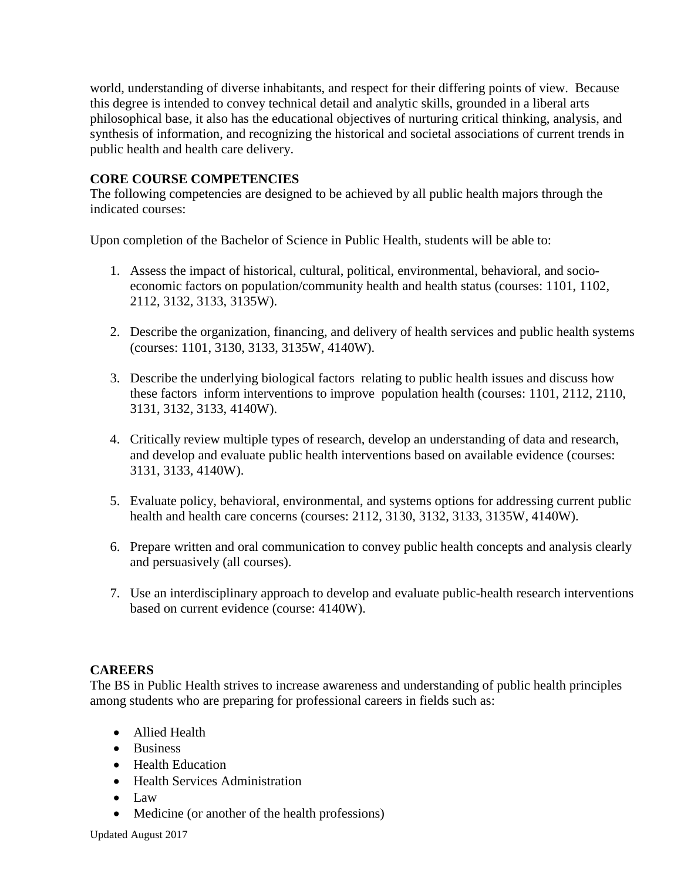world, understanding of diverse inhabitants, and respect for their differing points of view. Because this degree is intended to convey technical detail and analytic skills, grounded in a liberal arts philosophical base, it also has the educational objectives of nurturing critical thinking, analysis, and synthesis of information, and recognizing the historical and societal associations of current trends in public health and health care delivery.

**CORE COURSE COMPETENCIES**

The following competencies are designed to be achieved by all public health majors through the indicated courses:

Upon completion of the Bachelor of Science in Public Health, students will be able to:

1. Assess the impact of historical, cultural, political, environmental, behavioral, and socio-economic factors on population/community health and health status (courses: 1101, 1102, 2112, 3132, 3133, 3135W).

2. Describe the organization, financing, and delivery of health services and public health systems (courses: 1101, 3130, 3133, 3135W, 4140W).

3. Describe the underlying biological factors relating to public health issues and discuss how these factors inform interventions to improve population health (courses: 1101, 2112, 2110, 3131, 3132, 3133, 4140W).

4. Critically review multiple types of research, develop an understanding of data and research, and develop and evaluate public health interventions based on available evidence (courses: 3131, 3133, 4140W).

5. Evaluate policy, behavioral, environmental, and systems options for addressing current public health and health care concerns (courses: 2112, 3130, 3132, 3133, 3135W, 4140W).

6. Prepare written and oral communication to convey public health concepts and analysis clearly and persuasively (all courses).

7. Use an interdisciplinary approach to develop and evaluate public-health research interventions based on current evidence (course: 4140W).

**CAREERS**

The BS in Public Health strives to increase awareness and understanding of public health principles among students who are preparing for professional careers in fields such as:

- Allied Health
- Business
- Health Education
- Health Services Administration
- Law
- Medicine (or another of the health professions)

Updated August 2017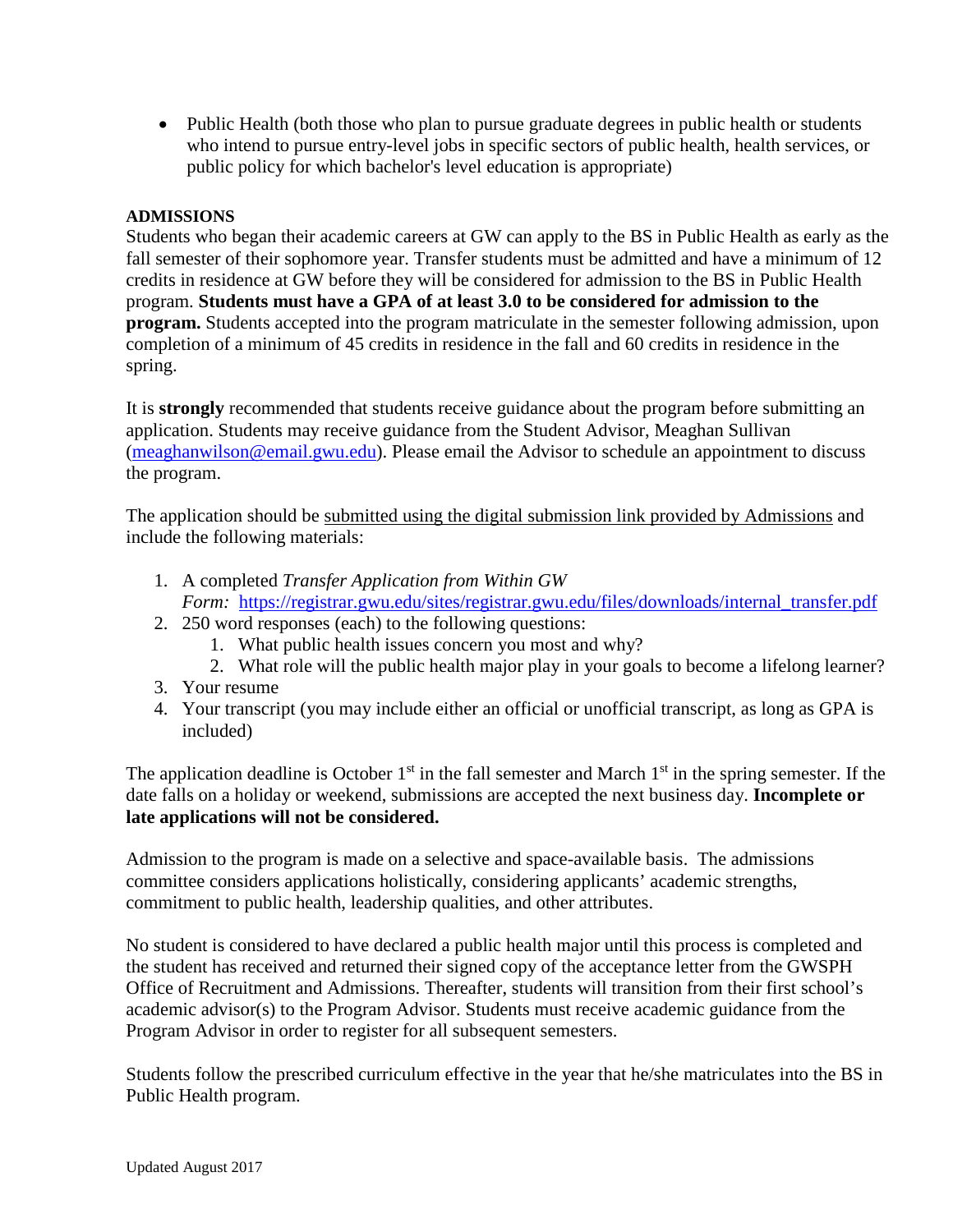- Public Health (both those who plan to pursue graduate degrees in public health or students who intend to pursue entry-level jobs in specific sectors of public health, health services, or public policy for which bachelor's level education is appropriate)

**ADMISSIONS**

Students who began their academic careers at GW can apply to the BS in Public Health as early as the fall semester of their sophomore year. Transfer students must be admitted and have a minimum of 12 credits in residence at GW before they will be considered for admission to the BS in Public Health program. **Students must have a GPA of at least 3.0 to be considered for admission to the program.** Students accepted into the program matriculate in the semester following admission, upon completion of a minimum of 45 credits in residence in the fall and 60 credits in residence in the spring.

It is **strongly** recommended that students receive guidance about the program before submitting an application. Students may receive guidance from the Student Advisor, Meaghan Sullivan (meaghanwilson@email.gwu.edu). Please email the Advisor to schedule an appointment to discuss the program.

The application should be submitted using the digital submission link provided by Admissions and include the following materials:

1. A completed *Transfer Application from Within GW Form:* https://registrar.gwu.edu/sites/registrar.gwu.edu/files/downloads/internal_transfer.pdf
2. 250 word responses (each) to the following questions:
    1. What public health issues concern you most and why?
    2. What role will the public health major play in your goals to become a lifelong learner?
3. Your resume
4. Your transcript (you may include either an official or unofficial transcript, as long as GPA is included)

The application deadline is October 1st in the fall semester and March 1st in the spring semester. If the date falls on a holiday or weekend, submissions are accepted the next business day. **Incomplete or late applications will not be considered.**

Admission to the program is made on a selective and space-available basis. The admissions committee considers applications holistically, considering applicants' academic strengths, commitment to public health, leadership qualities, and other attributes.

No student is considered to have declared a public health major until this process is completed and the student has received and returned their signed copy of the acceptance letter from the GWSPH Office of Recruitment and Admissions. Thereafter, students will transition from their first school's academic advisor(s) to the Program Advisor. Students must receive academic guidance from the Program Advisor in order to register for all subsequent semesters.

Students follow the prescribed curriculum effective in the year that he/she matriculates into the BS in Public Health program.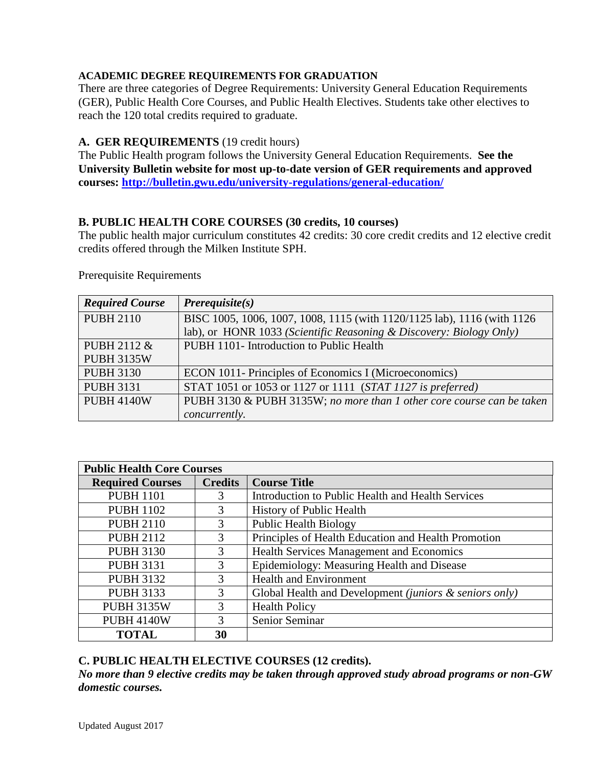### ACADEMIC DEGREE REQUIREMENTS FOR GRADUATION

There are three categories of Degree Requirements: University General Education Requirements (GER), Public Health Core Courses, and Public Health Electives. Students take other electives to reach the 120 total credits required to graduate.

### A. GER REQUIREMENTS (19 credit hours)

The Public Health program follows the University General Education Requirements. **See the University Bulletin website for most up-to-date version of GER requirements and approved courses: http://bulletin.gwu.edu/university-regulations/general-education/**

### B. PUBLIC HEALTH CORE COURSES (30 credits, 10 courses)

The public health major curriculum constitutes 42 credits: 30 core credit credits and 12 elective credit credits offered through the Milken Institute SPH.

Prerequisite Requirements

| ***Required Course*** | ***Prerequisite(s)*** |
|---|---|
| PUBH 2110 | BISC 1005, 1006, 1007, 1008, 1115 (with 1120/1125 lab), 1116 (with 1126 lab), or HONR 1033 *(Scientific Reasoning & Discovery: Biology Only)* |
| PUBH 2112 & PUBH 3135W | PUBH 1101- Introduction to Public Health |
| PUBH 3130 | ECON 1011- Principles of Economics I (Microeconomics) |
| PUBH 3131 | STAT 1051 or 1053 or 1127 or 1111 *(STAT 1127 is preferred)* |
| PUBH 4140W | PUBH 3130 & PUBH 3135W; *no more than 1 other core course can be taken concurrently.* |

| **Public Health Core Courses** | | |
|---|---|---|
| **Required Courses** | **Credits** | **Course Title** |
| PUBH 1101 | 3 | Introduction to Public Health and Health Services |
| PUBH 1102 | 3 | History of Public Health |
| PUBH 2110 | 3 | Public Health Biology |
| PUBH 2112 | 3 | Principles of Health Education and Health Promotion |
| PUBH 3130 | 3 | Health Services Management and Economics |
| PUBH 3131 | 3 | Epidemiology: Measuring Health and Disease |
| PUBH 3132 | 3 | Health and Environment |
| PUBH 3133 | 3 | Global Health and Development *(juniors & seniors only)* |
| PUBH 3135W | 3 | Health Policy |
| PUBH 4140W | 3 | Senior Seminar |
| **TOTAL** | **30** | |

### C. PUBLIC HEALTH ELECTIVE COURSES (12 credits).

***No more than 9 elective credits may be taken through approved study abroad programs or non-GW domestic courses.***

Updated August 2017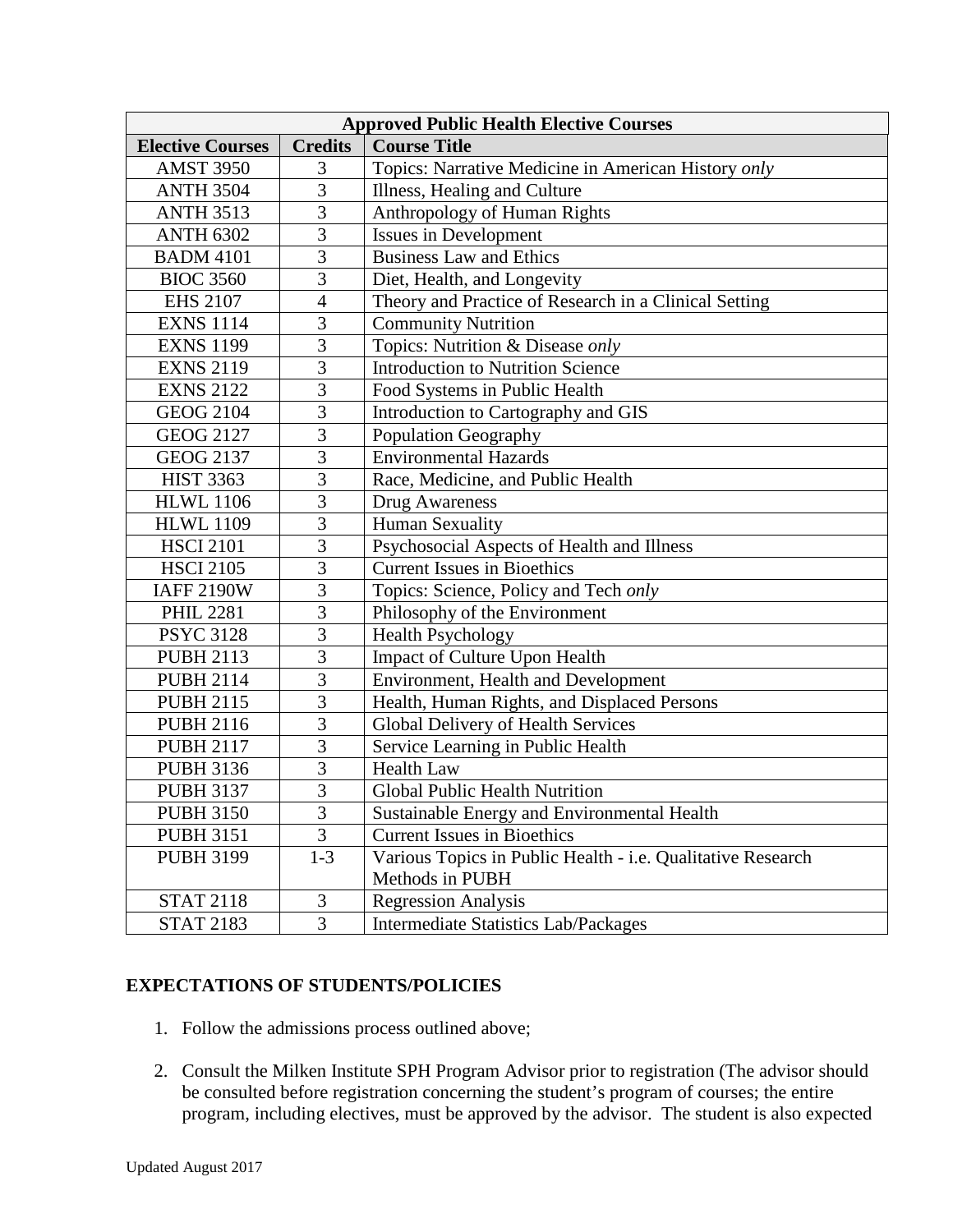| Approved Public Health Elective Courses | | |
|---|---|---|
| **Elective Courses** | **Credits** | **Course Title** |
| AMST 3950 | 3 | Topics: Narrative Medicine in American History *only* |
| ANTH 3504 | 3 | Illness, Healing and Culture |
| ANTH 3513 | 3 | Anthropology of Human Rights |
| ANTH 6302 | 3 | Issues in Development |
| BADM 4101 | 3 | Business Law and Ethics |
| BIOC 3560 | 3 | Diet, Health, and Longevity |
| EHS 2107 | 4 | Theory and Practice of Research in a Clinical Setting |
| EXNS 1114 | 3 | Community Nutrition |
| EXNS 1199 | 3 | Topics: Nutrition & Disease *only* |
| EXNS 2119 | 3 | Introduction to Nutrition Science |
| EXNS 2122 | 3 | Food Systems in Public Health |
| GEOG 2104 | 3 | Introduction to Cartography and GIS |
| GEOG 2127 | 3 | Population Geography |
| GEOG 2137 | 3 | Environmental Hazards |
| HIST 3363 | 3 | Race, Medicine, and Public Health |
| HLWL 1106 | 3 | Drug Awareness |
| HLWL 1109 | 3 | Human Sexuality |
| HSCI 2101 | 3 | Psychosocial Aspects of Health and Illness |
| HSCI 2105 | 3 | Current Issues in Bioethics |
| IAFF 2190W | 3 | Topics: Science, Policy and Tech *only* |
| PHIL 2281 | 3 | Philosophy of the Environment |
| PSYC 3128 | 3 | Health Psychology |
| PUBH 2113 | 3 | Impact of Culture Upon Health |
| PUBH 2114 | 3 | Environment, Health and Development |
| PUBH 2115 | 3 | Health, Human Rights, and Displaced Persons |
| PUBH 2116 | 3 | Global Delivery of Health Services |
| PUBH 2117 | 3 | Service Learning in Public Health |
| PUBH 3136 | 3 | Health Law |
| PUBH 3137 | 3 | Global Public Health Nutrition |
| PUBH 3150 | 3 | Sustainable Energy and Environmental Health |
| PUBH 3151 | 3 | Current Issues in Bioethics |
| PUBH 3199 | 1-3 | Various Topics in Public Health - i.e. Qualitative Research Methods in PUBH |
| STAT 2118 | 3 | Regression Analysis |
| STAT 2183 | 3 | Intermediate Statistics Lab/Packages |

## EXPECTATIONS OF STUDENTS/POLICIES

1. Follow the admissions process outlined above;
2. Consult the Milken Institute SPH Program Advisor prior to registration (The advisor should be consulted before registration concerning the student's program of courses; the entire program, including electives, must be approved by the advisor. The student is also expected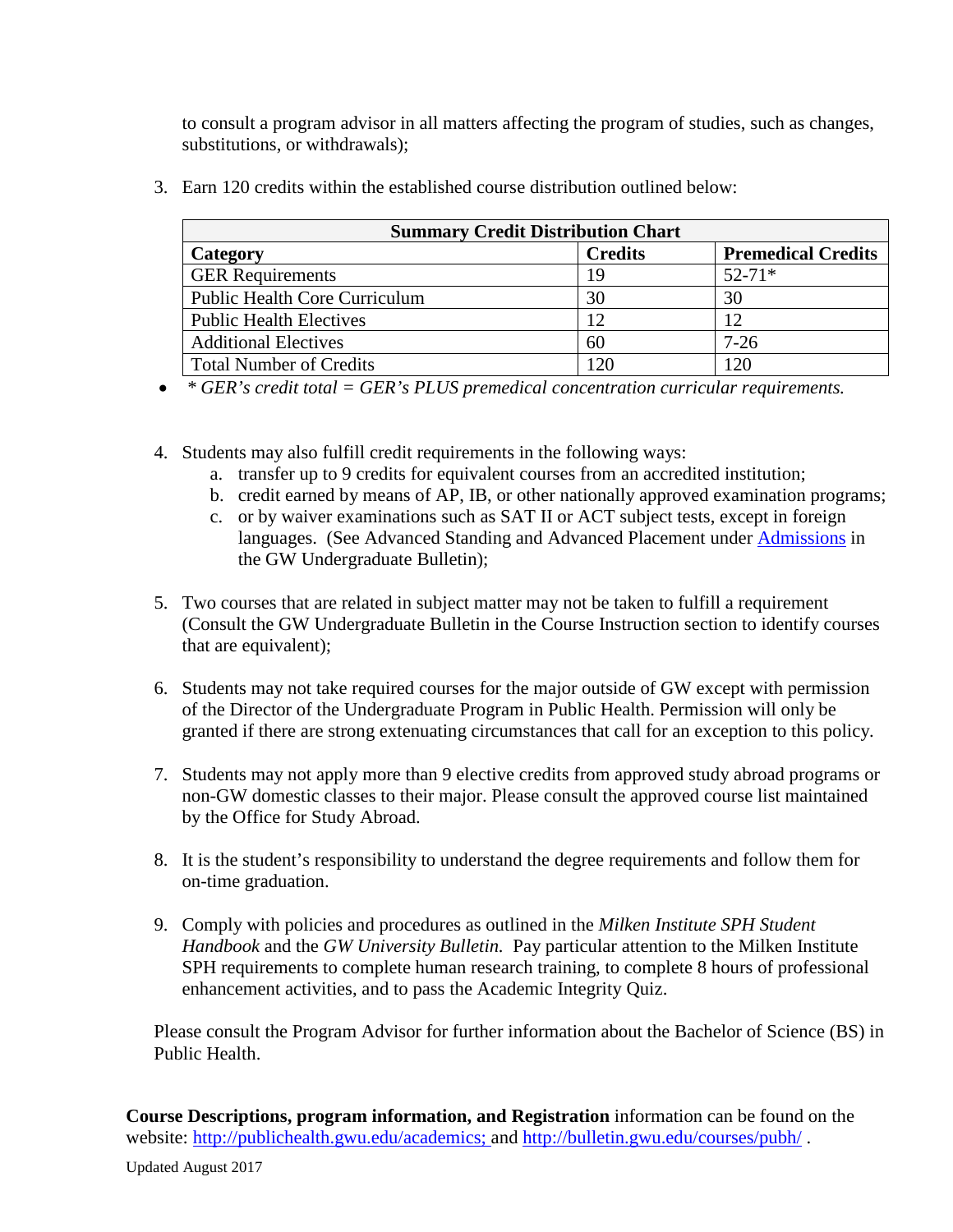to consult a program advisor in all matters affecting the program of studies, such as changes, substitutions, or withdrawals);

3. Earn 120 credits within the established course distribution outlined below:

| Summary Credit Distribution Chart | | |
|---|---|---|
| **Category** | **Credits** | **Premedical Credits** |
| GER Requirements | 19 | 52-71* |
| Public Health Core Curriculum | 30 | 30 |
| Public Health Electives | 12 | 12 |
| Additional Electives | 60 | 7-26 |
| Total Number of Credits | 120 | 120 |

- *\* GER's credit total = GER's PLUS premedical concentration curricular requirements.*

4. Students may also fulfill credit requirements in the following ways:
   a. transfer up to 9 credits for equivalent courses from an accredited institution;
   b. credit earned by means of AP, IB, or other nationally approved examination programs;
   c. or by waiver examinations such as SAT II or ACT subject tests, except in foreign languages. (See Advanced Standing and Advanced Placement under [Admissions](#) in the GW Undergraduate Bulletin);

5. Two courses that are related in subject matter may not be taken to fulfill a requirement (Consult the GW Undergraduate Bulletin in the Course Instruction section to identify courses that are equivalent);

6. Students may not take required courses for the major outside of GW except with permission of the Director of the Undergraduate Program in Public Health. Permission will only be granted if there are strong extenuating circumstances that call for an exception to this policy.

7. Students may not apply more than 9 elective credits from approved study abroad programs or non-GW domestic classes to their major. Please consult the approved course list maintained by the Office for Study Abroad.

8. It is the student's responsibility to understand the degree requirements and follow them for on-time graduation.

9. Comply with policies and procedures as outlined in the *Milken Institute SPH Student Handbook* and the *GW University Bulletin.* Pay particular attention to the Milken Institute SPH requirements to complete human research training, to complete 8 hours of professional enhancement activities, and to pass the Academic Integrity Quiz.

Please consult the Program Advisor for further information about the Bachelor of Science (BS) in Public Health.

**Course Descriptions, program information, and Registration** information can be found on the website: http://publichealth.gwu.edu/academics; and http://bulletin.gwu.edu/courses/pubh/ .

Updated August 2017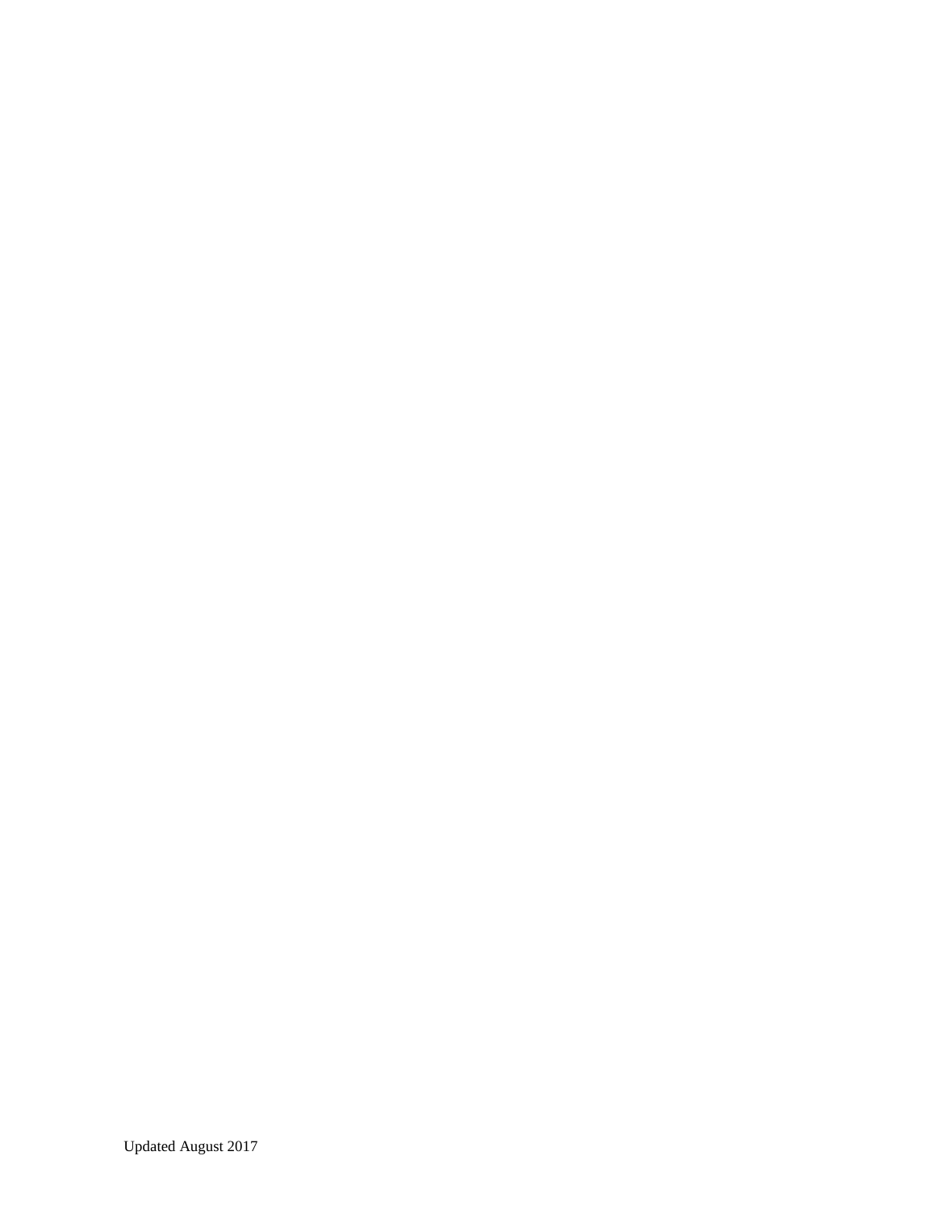Updated August 2017